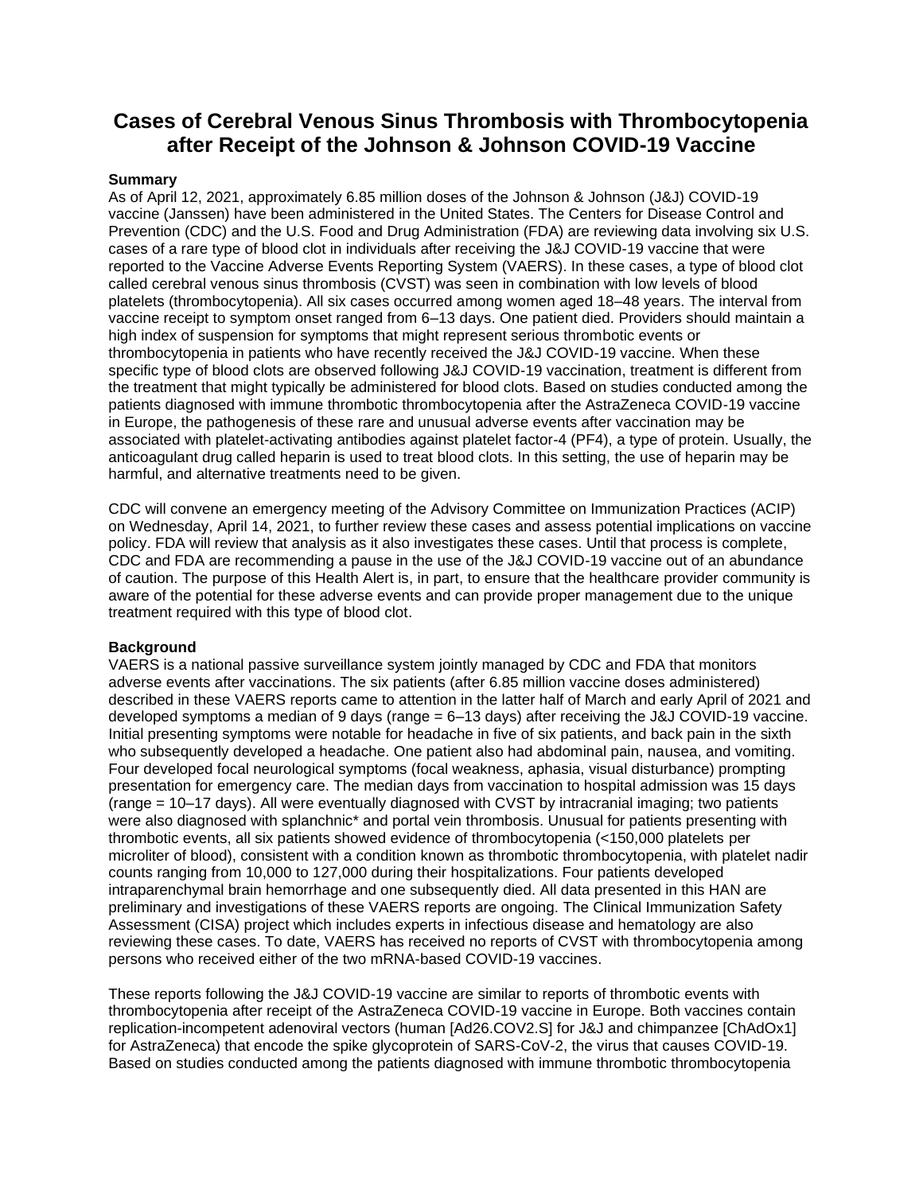# Cases of Cerebral Venous Sinus Thrombosis with Thrombocytopenia after Receipt of the Johnson & Johnson COVID-19 Vaccine

**Summary**

As of April 12, 2021, approximately 6.85 million doses of the Johnson & Johnson (J&J) COVID-19 vaccine (Janssen) have been administered in the United States. The Centers for Disease Control and Prevention (CDC) and the U.S. Food and Drug Administration (FDA) are reviewing data involving six U.S. cases of a rare type of blood clot in individuals after receiving the J&J COVID-19 vaccine that were reported to the Vaccine Adverse Events Reporting System (VAERS). In these cases, a type of blood clot called cerebral venous sinus thrombosis (CVST) was seen in combination with low levels of blood platelets (thrombocytopenia). All six cases occurred among women aged 18–48 years. The interval from vaccine receipt to symptom onset ranged from 6–13 days. One patient died. Providers should maintain a high index of suspension for symptoms that might represent serious thrombotic events or thrombocytopenia in patients who have recently received the J&J COVID-19 vaccine. When these specific type of blood clots are observed following J&J COVID-19 vaccination, treatment is different from the treatment that might typically be administered for blood clots. Based on studies conducted among the patients diagnosed with immune thrombotic thrombocytopenia after the AstraZeneca COVID-19 vaccine in Europe, the pathogenesis of these rare and unusual adverse events after vaccination may be associated with platelet-activating antibodies against platelet factor-4 (PF4), a type of protein. Usually, the anticoagulant drug called heparin is used to treat blood clots. In this setting, the use of heparin may be harmful, and alternative treatments need to be given.

CDC will convene an emergency meeting of the Advisory Committee on Immunization Practices (ACIP) on Wednesday, April 14, 2021, to further review these cases and assess potential implications on vaccine policy. FDA will review that analysis as it also investigates these cases. Until that process is complete, CDC and FDA are recommending a pause in the use of the J&J COVID-19 vaccine out of an abundance of caution. The purpose of this Health Alert is, in part, to ensure that the healthcare provider community is aware of the potential for these adverse events and can provide proper management due to the unique treatment required with this type of blood clot.

**Background**

VAERS is a national passive surveillance system jointly managed by CDC and FDA that monitors adverse events after vaccinations. The six patients (after 6.85 million vaccine doses administered) described in these VAERS reports came to attention in the latter half of March and early April of 2021 and developed symptoms a median of 9 days (range = 6–13 days) after receiving the J&J COVID-19 vaccine. Initial presenting symptoms were notable for headache in five of six patients, and back pain in the sixth who subsequently developed a headache. One patient also had abdominal pain, nausea, and vomiting. Four developed focal neurological symptoms (focal weakness, aphasia, visual disturbance) prompting presentation for emergency care. The median days from vaccination to hospital admission was 15 days (range = 10–17 days). All were eventually diagnosed with CVST by intracranial imaging; two patients were also diagnosed with splanchnic* and portal vein thrombosis. Unusual for patients presenting with thrombotic events, all six patients showed evidence of thrombocytopenia (<150,000 platelets per microliter of blood), consistent with a condition known as thrombotic thrombocytopenia, with platelet nadir counts ranging from 10,000 to 127,000 during their hospitalizations. Four patients developed intraparenchymal brain hemorrhage and one subsequently died. All data presented in this HAN are preliminary and investigations of these VAERS reports are ongoing. The Clinical Immunization Safety Assessment (CISA) project which includes experts in infectious disease and hematology are also reviewing these cases. To date, VAERS has received no reports of CVST with thrombocytopenia among persons who received either of the two mRNA-based COVID-19 vaccines.

These reports following the J&J COVID-19 vaccine are similar to reports of thrombotic events with thrombocytopenia after receipt of the AstraZeneca COVID-19 vaccine in Europe. Both vaccines contain replication-incompetent adenoviral vectors (human [Ad26.COV2.S] for J&J and chimpanzee [ChAdOx1] for AstraZeneca) that encode the spike glycoprotein of SARS-CoV-2, the virus that causes COVID-19. Based on studies conducted among the patients diagnosed with immune thrombotic thrombocytopenia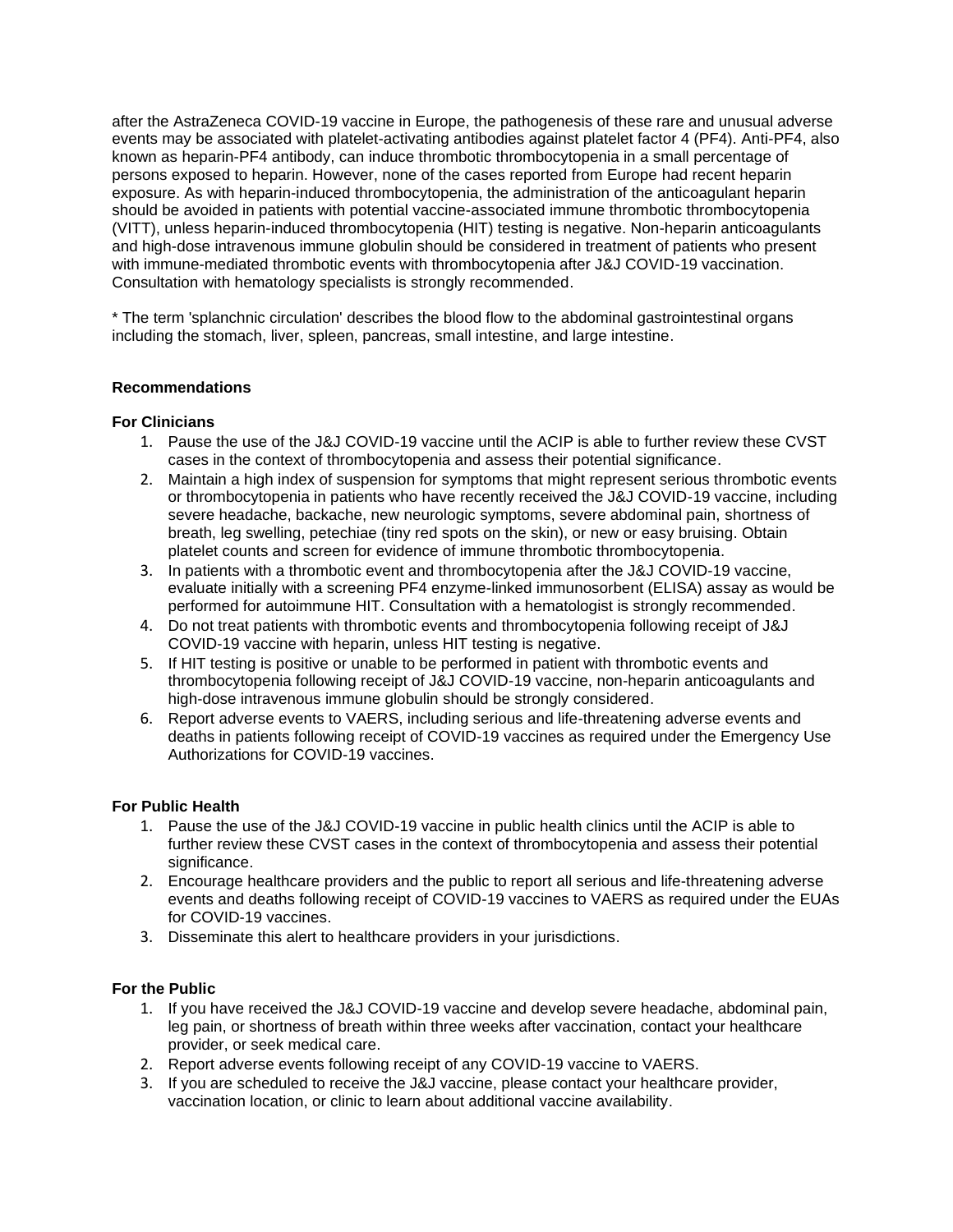after the AstraZeneca COVID-19 vaccine in Europe, the pathogenesis of these rare and unusual adverse events may be associated with platelet-activating antibodies against platelet factor 4 (PF4). Anti-PF4, also known as heparin-PF4 antibody, can induce thrombotic thrombocytopenia in a small percentage of persons exposed to heparin. However, none of the cases reported from Europe had recent heparin exposure. As with heparin-induced thrombocytopenia, the administration of the anticoagulant heparin should be avoided in patients with potential vaccine-associated immune thrombotic thrombocytopenia (VITT), unless heparin-induced thrombocytopenia (HIT) testing is negative. Non-heparin anticoagulants and high-dose intravenous immune globulin should be considered in treatment of patients who present with immune-mediated thrombotic events with thrombocytopenia after J&J COVID-19 vaccination. Consultation with hematology specialists is strongly recommended.

* The term 'splanchnic circulation' describes the blood flow to the abdominal gastrointestinal organs including the stomach, liver, spleen, pancreas, small intestine, and large intestine.

**Recommendations**

**For Clinicians**

1. Pause the use of the J&J COVID-19 vaccine until the ACIP is able to further review these CVST cases in the context of thrombocytopenia and assess their potential significance.
2. Maintain a high index of suspension for symptoms that might represent serious thrombotic events or thrombocytopenia in patients who have recently received the J&J COVID-19 vaccine, including severe headache, backache, new neurologic symptoms, severe abdominal pain, shortness of breath, leg swelling, petechiae (tiny red spots on the skin), or new or easy bruising. Obtain platelet counts and screen for evidence of immune thrombotic thrombocytopenia.
3. In patients with a thrombotic event and thrombocytopenia after the J&J COVID-19 vaccine, evaluate initially with a screening PF4 enzyme-linked immunosorbent (ELISA) assay as would be performed for autoimmune HIT. Consultation with a hematologist is strongly recommended.
4. Do not treat patients with thrombotic events and thrombocytopenia following receipt of J&J COVID-19 vaccine with heparin, unless HIT testing is negative.
5. If HIT testing is positive or unable to be performed in patient with thrombotic events and thrombocytopenia following receipt of J&J COVID-19 vaccine, non-heparin anticoagulants and high-dose intravenous immune globulin should be strongly considered.
6. Report adverse events to VAERS, including serious and life-threatening adverse events and deaths in patients following receipt of COVID-19 vaccines as required under the Emergency Use Authorizations for COVID-19 vaccines.

**For Public Health**

1. Pause the use of the J&J COVID-19 vaccine in public health clinics until the ACIP is able to further review these CVST cases in the context of thrombocytopenia and assess their potential significance.
2. Encourage healthcare providers and the public to report all serious and life-threatening adverse events and deaths following receipt of COVID-19 vaccines to VAERS as required under the EUAs for COVID-19 vaccines.
3. Disseminate this alert to healthcare providers in your jurisdictions.

**For the Public**

1. If you have received the J&J COVID-19 vaccine and develop severe headache, abdominal pain, leg pain, or shortness of breath within three weeks after vaccination, contact your healthcare provider, or seek medical care.
2. Report adverse events following receipt of any COVID-19 vaccine to VAERS.
3. If you are scheduled to receive the J&J vaccine, please contact your healthcare provider, vaccination location, or clinic to learn about additional vaccine availability.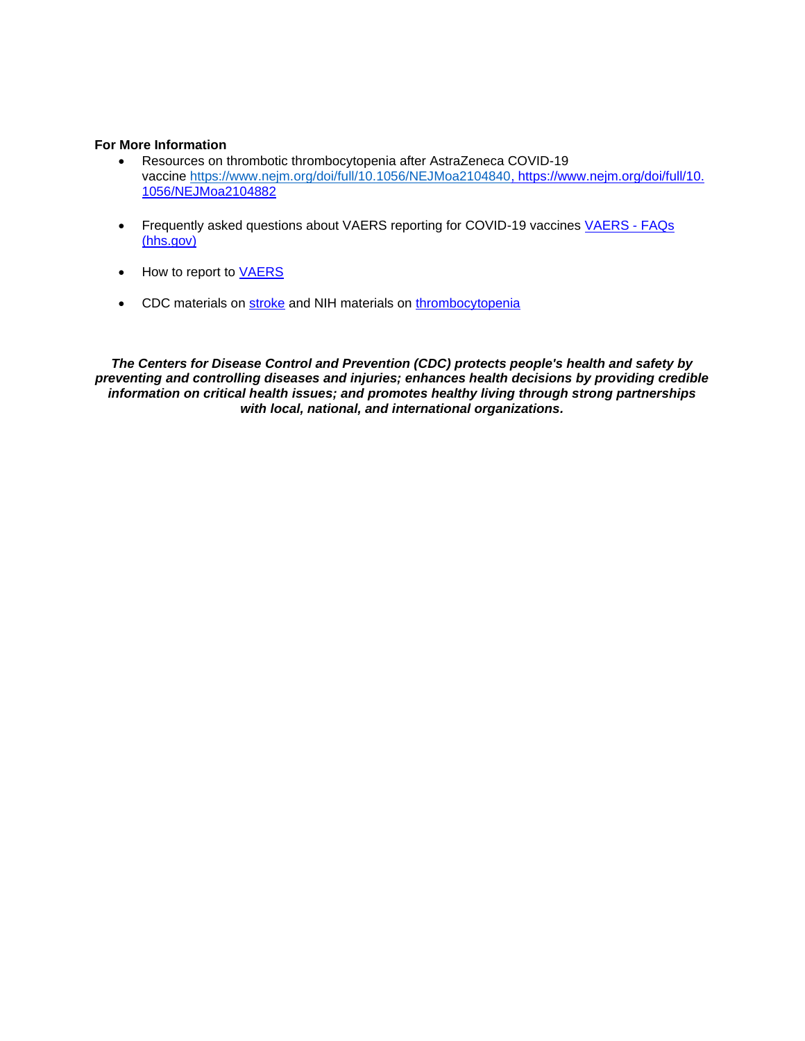**For More Information**

- Resources on thrombotic thrombocytopenia after AstraZeneca COVID-19 vaccine https://www.nejm.org/doi/full/10.1056/NEJMoa2104840, https://www.nejm.org/doi/full/10.1056/NEJMoa2104882
- Frequently asked questions about VAERS reporting for COVID-19 vaccines VAERS - FAQs (hhs.gov)
- How to report to VAERS
- CDC materials on stroke and NIH materials on thrombocytopenia

***The Centers for Disease Control and Prevention (CDC) protects people's health and safety by preventing and controlling diseases and injuries; enhances health decisions by providing credible information on critical health issues; and promotes healthy living through strong partnerships with local, national, and international organizations.***